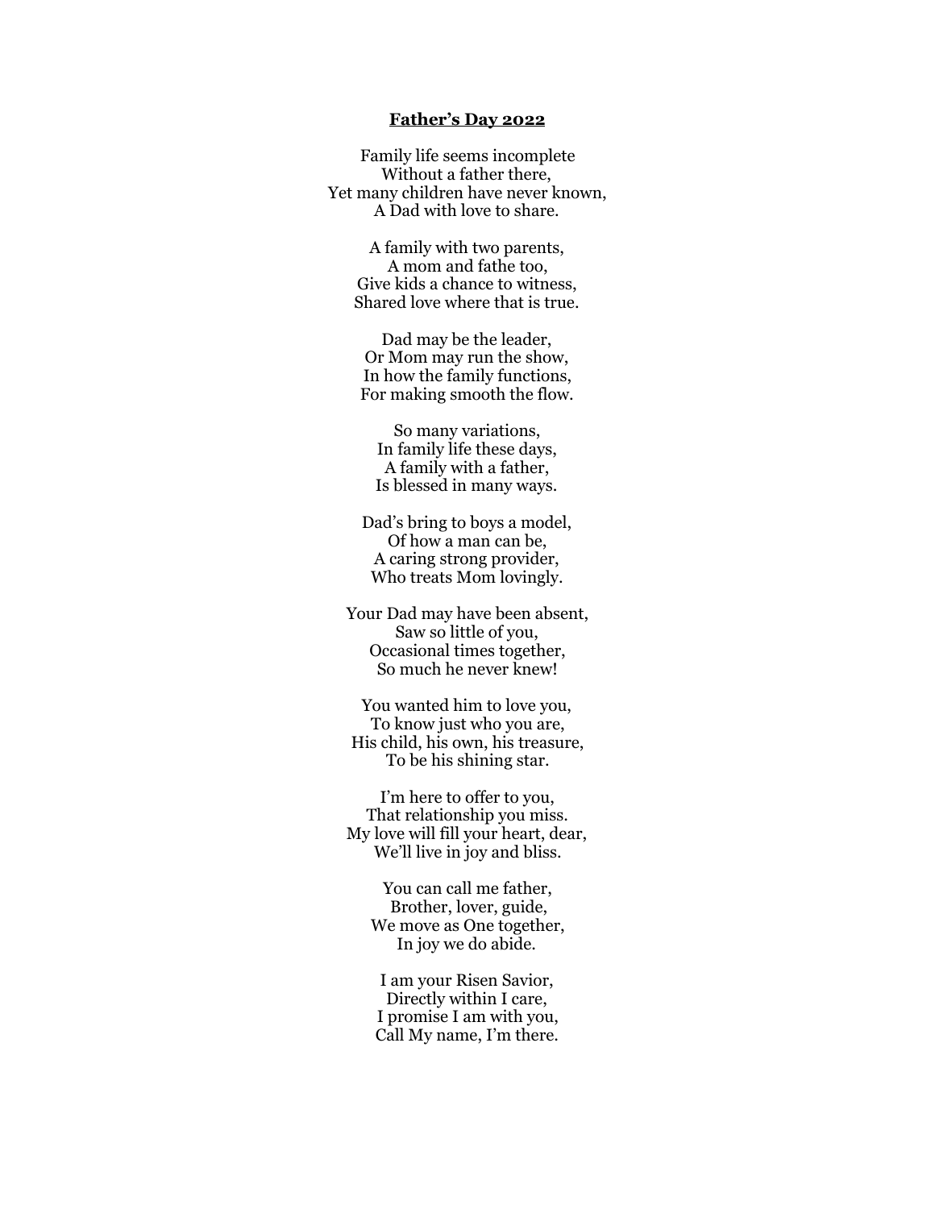**Father's Day 2022**

Family life seems incomplete  
Without a father there,  
Yet many children have never known,  
A Dad with love to share.

A family with two parents,  
A mom and fathe too,  
Give kids a chance to witness,  
Shared love where that is true.

Dad may be the leader,  
Or Mom may run the show,  
In how the family functions,  
For making smooth the flow.

So many variations,  
In family life these days,  
A family with a father,  
Is blessed in many ways.

Dad's bring to boys a model,  
Of how a man can be,  
A caring strong provider,  
Who treats Mom lovingly.

Your Dad may have been absent,  
Saw so little of you,  
Occasional times together,  
So much he never knew!

You wanted him to love you,  
To know just who you are,  
His child, his own, his treasure,  
To be his shining star.

I'm here to offer to you,  
That relationship you miss.  
My love will fill your heart, dear,  
We'll live in joy and bliss.

You can call me father,  
Brother, lover, guide,  
We move as One together,  
In joy we do abide.

I am your Risen Savior,  
Directly within I care,  
I promise I am with you,  
Call My name, I'm there.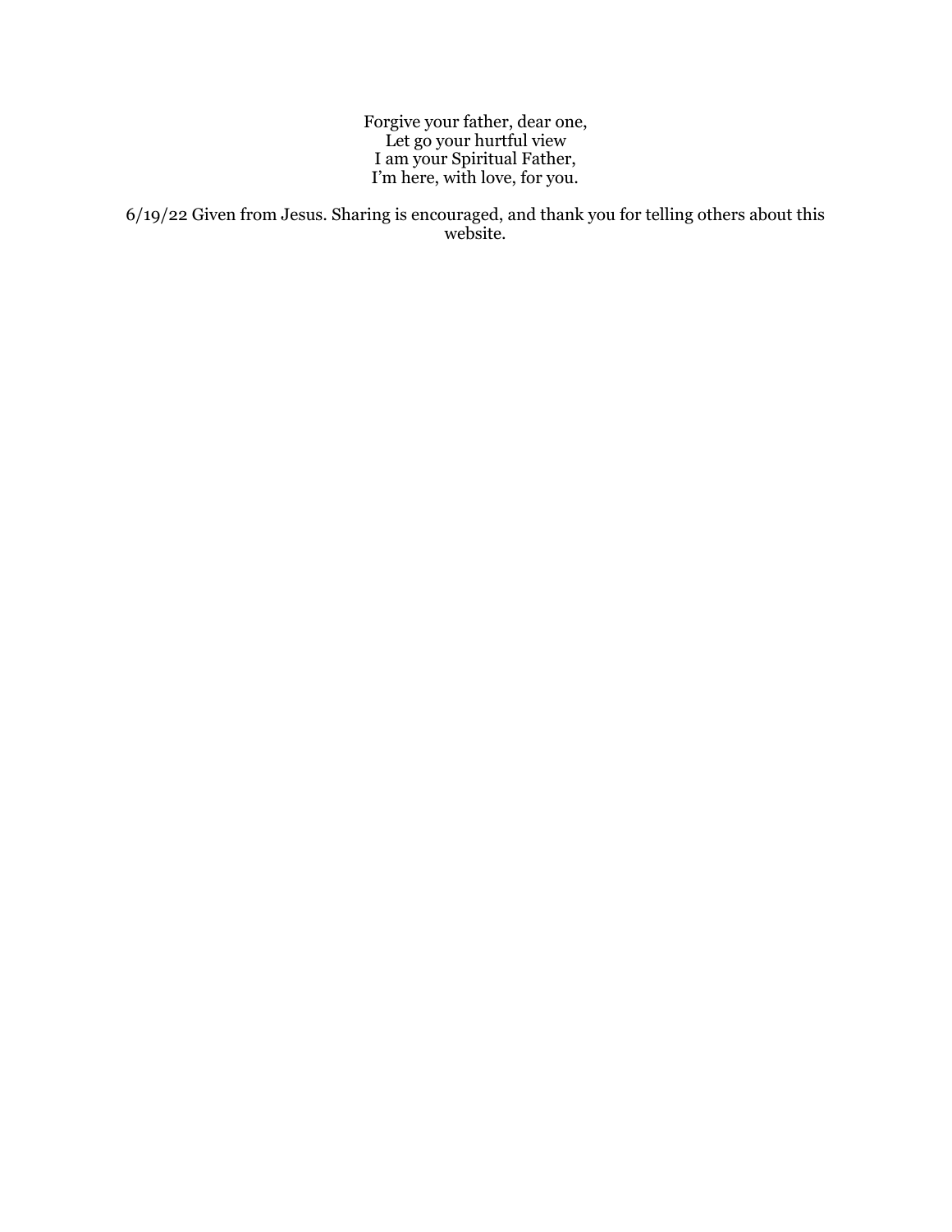Forgive your father, dear one,
Let go your hurtful view
I am your Spiritual Father,
I'm here, with love, for you.

6/19/22 Given from Jesus. Sharing is encouraged, and thank you for telling others about this website.